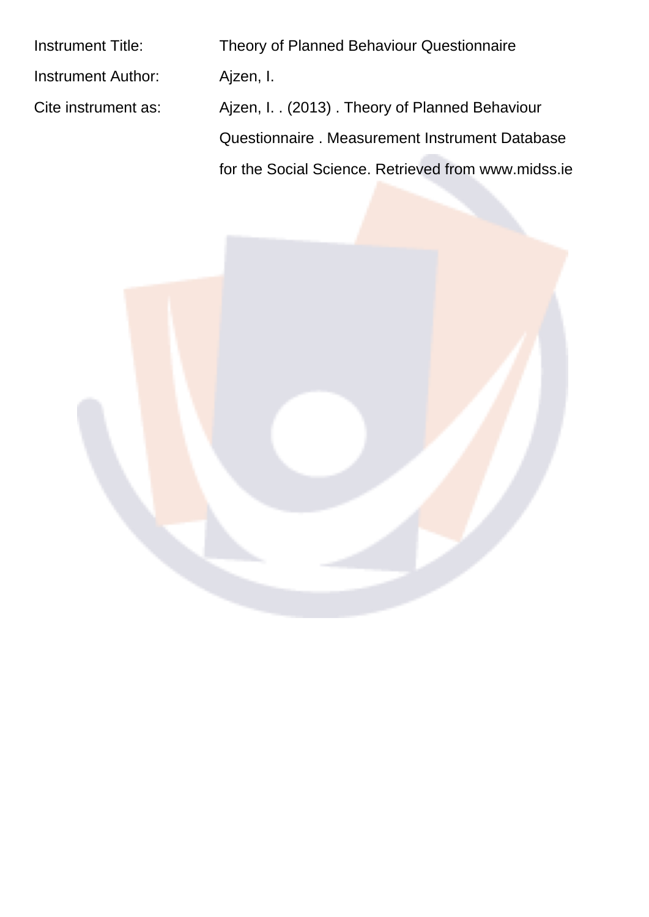| | |
|---|---|
| Instrument Title: | Theory of Planned Behaviour Questionnaire |
| Instrument Author: | Ajzen, I. |
| Cite instrument as: | Ajzen, I. . (2013) . Theory of Planned Behaviour Questionnaire . Measurement Instrument Database for the Social Science. Retrieved from www.midss.ie |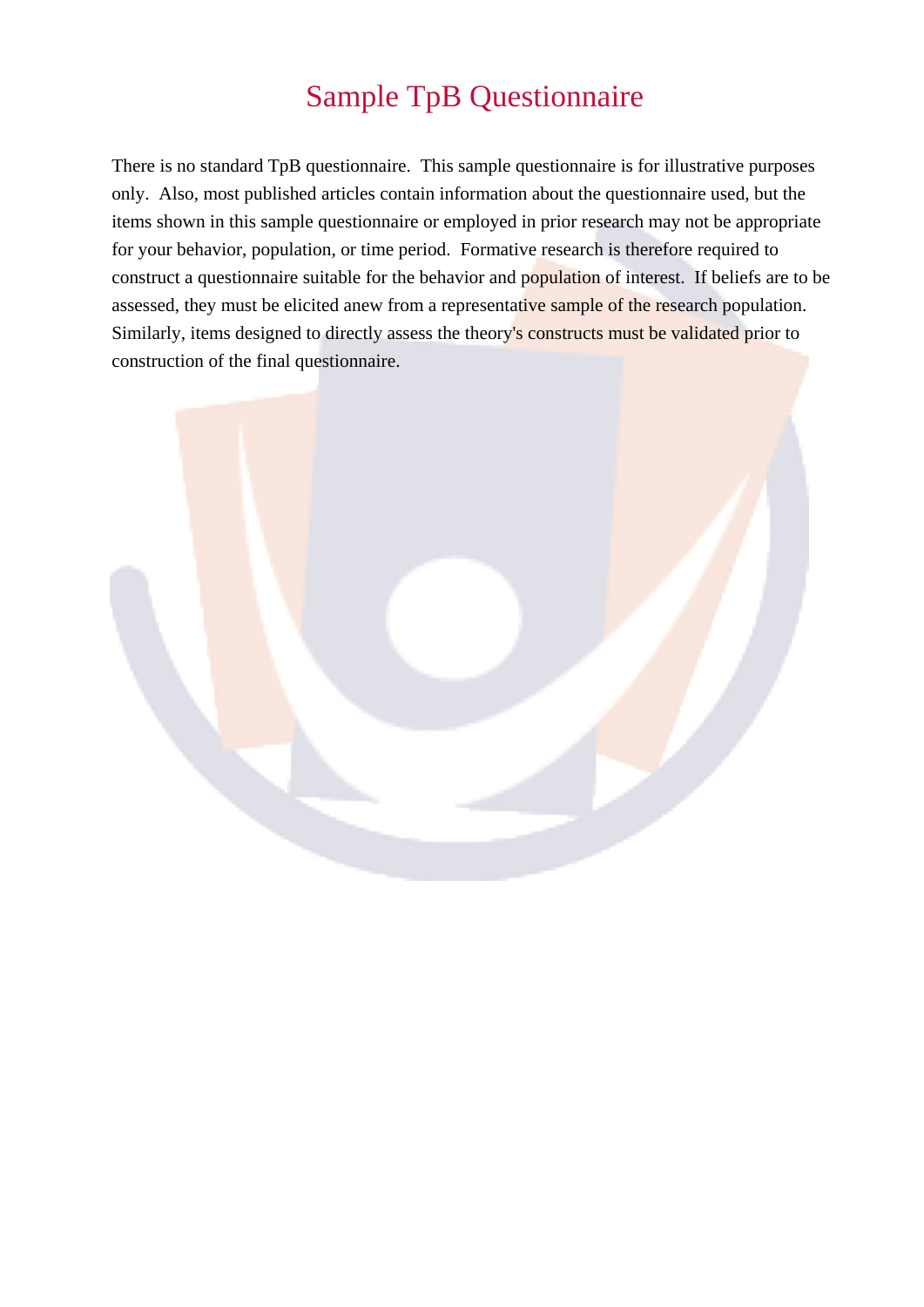# Sample TpB Questionnaire

There is no standard TpB questionnaire. This sample questionnaire is for illustrative purposes only. Also, most published articles contain information about the questionnaire used, but the items shown in this sample questionnaire or employed in prior research may not be appropriate for your behavior, population, or time period. Formative research is therefore required to construct a questionnaire suitable for the behavior and population of interest. If beliefs are to be assessed, they must be elicited anew from a representative sample of the research population. Similarly, items designed to directly assess the theory's constructs must be validated prior to construction of the final questionnaire.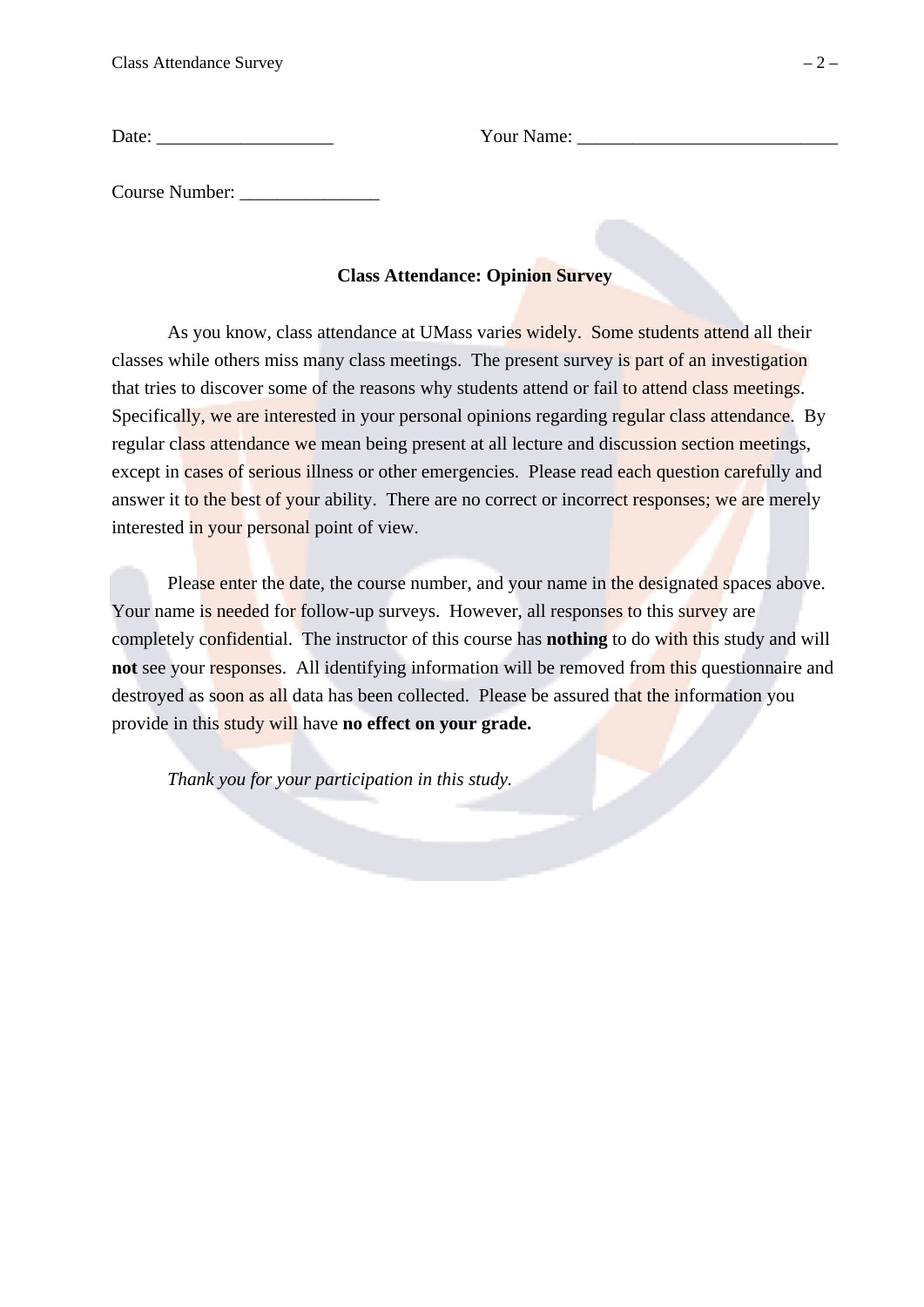Date: ___________________ Your Name: ____________________________

Course Number: _______________

**Class Attendance: Opinion Survey**

As you know, class attendance at UMass varies widely. Some students attend all their classes while others miss many class meetings. The present survey is part of an investigation that tries to discover some of the reasons why students attend or fail to attend class meetings. Specifically, we are interested in your personal opinions regarding regular class attendance. By regular class attendance we mean being present at all lecture and discussion section meetings, except in cases of serious illness or other emergencies. Please read each question carefully and answer it to the best of your ability. There are no correct or incorrect responses; we are merely interested in your personal point of view.

Please enter the date, the course number, and your name in the designated spaces above. Your name is needed for follow-up surveys. However, all responses to this survey are completely confidential. The instructor of this course has **nothing** to do with this study and will **not** see your responses. All identifying information will be removed from this questionnaire and destroyed as soon as all data has been collected. Please be assured that the information you provide in this study will have **no effect on your grade.**

*Thank you for your participation in this study.*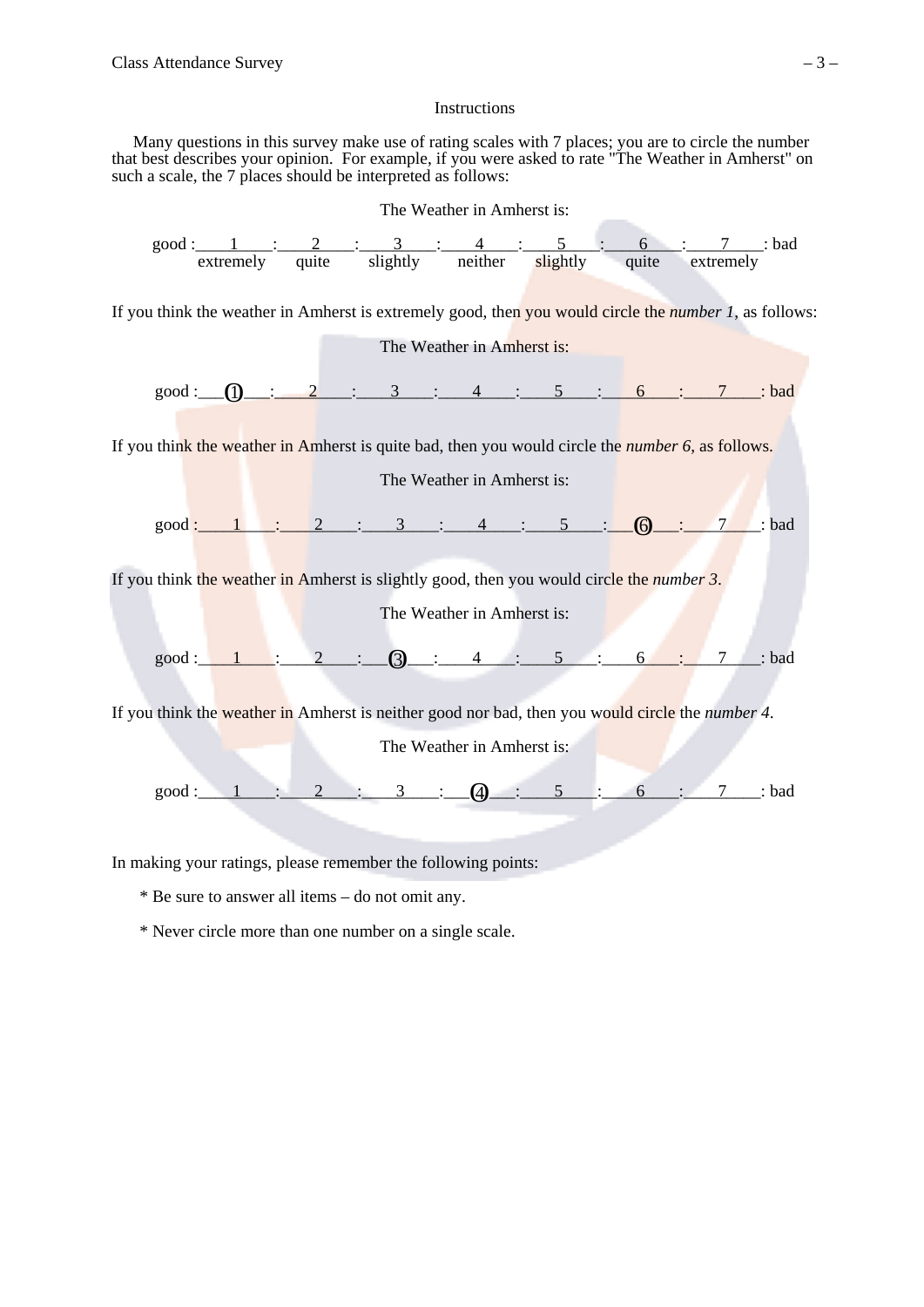### Instructions

Many questions in this survey make use of rating scales with 7 places; you are to circle the number that best describes your opinion. For example, if you were asked to rate "The Weather in Amherst" on such a scale, the 7 places should be interpreted as follows:

The Weather in Amherst is:

| good : | 1 | 2 | 3 | 4 | 5 | 6 | 7 | : bad |
|---|---|---|---|---|---|---|---|---|
| | extremely | quite | slightly | neither | slightly | quite | extremely | |

If you think the weather in Amherst is extremely good, then you would circle the *number 1*, as follows:

The Weather in Amherst is:

good :___(1)___:___2___:___3___:___4___:___5___:___6___:___7___: bad

If you think the weather in Amherst is quite bad, then you would circle the *number 6*, as follows.

The Weather in Amherst is:

good :___1___:___2___:___3___:___4___:___5___:___(6)___:___7___: bad

If you think the weather in Amherst is slightly good, then you would circle the *number 3*.

The Weather in Amherst is:

good :___1___:___2___:___(3)___:___4___:___5___:___6___:___7___: bad

If you think the weather in Amherst is neither good nor bad, then you would circle the *number 4*.

The Weather in Amherst is:

good :___1___:___2___:___3___:___(4)___:___5___:___6___:___7___: bad

In making your ratings, please remember the following points:

* Be sure to answer all items – do not omit any.

* Never circle more than one number on a single scale.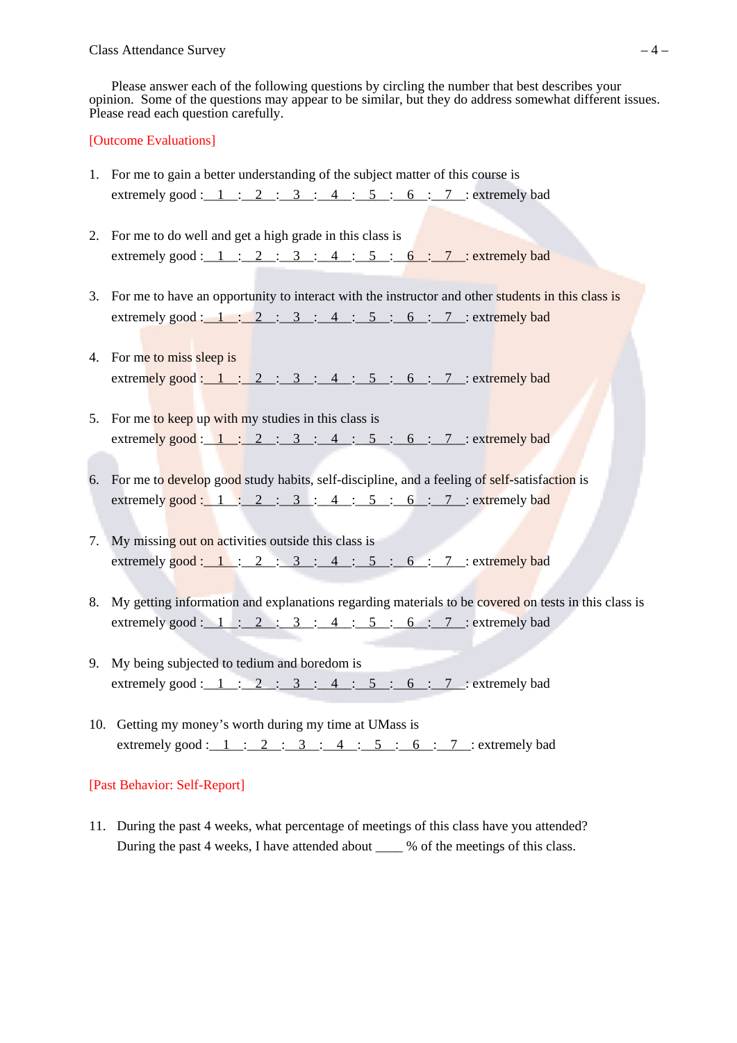Please answer each of the following questions by circling the number that best describes your opinion. Some of the questions may appear to be similar, but they do address somewhat different issues. Please read each question carefully.

[Outcome Evaluations]

1. For me to gain a better understanding of the subject matter of this course is
   extremely good :\_\_1\_\_:\_\_2\_\_:\_\_3\_\_:\_\_4\_\_:\_\_5\_\_:\_\_6\_\_:\_\_7\_\_: extremely bad

2. For me to do well and get a high grade in this class is
   extremely good :\_\_1\_\_:\_\_2\_\_:\_\_3\_\_:\_\_4\_\_:\_\_5\_\_:\_\_6\_\_:\_\_7\_\_: extremely bad

3. For me to have an opportunity to interact with the instructor and other students in this class is
   extremely good :\_\_1\_\_:\_\_2\_\_:\_\_3\_\_:\_\_4\_\_:\_\_5\_\_:\_\_6\_\_:\_\_7\_\_: extremely bad

4. For me to miss sleep is
   extremely good :\_\_1\_\_:\_\_2\_\_:\_\_3\_\_:\_\_4\_\_:\_\_5\_\_:\_\_6\_\_:\_\_7\_\_: extremely bad

5. For me to keep up with my studies in this class is
   extremely good :\_\_1\_\_:\_\_2\_\_:\_\_3\_\_:\_\_4\_\_:\_\_5\_\_:\_\_6\_\_:\_\_7\_\_: extremely bad

6. For me to develop good study habits, self-discipline, and a feeling of self-satisfaction is
   extremely good :\_\_1\_\_:\_\_2\_\_:\_\_3\_\_:\_\_4\_\_:\_\_5\_\_:\_\_6\_\_:\_\_7\_\_: extremely bad

7. My missing out on activities outside this class is
   extremely good :\_\_1\_\_:\_\_2\_\_:\_\_3\_\_:\_\_4\_\_:\_\_5\_\_:\_\_6\_\_:\_\_7\_\_: extremely bad

8. My getting information and explanations regarding materials to be covered on tests in this class is
   extremely good :\_\_1\_\_:\_\_2\_\_:\_\_3\_\_:\_\_4\_\_:\_\_5\_\_:\_\_6\_\_:\_\_7\_\_: extremely bad

9. My being subjected to tedium and boredom is
   extremely good :\_\_1\_\_:\_\_2\_\_:\_\_3\_\_:\_\_4\_\_:\_\_5\_\_:\_\_6\_\_:\_\_7\_\_: extremely bad

10. Getting my money's worth during my time at UMass is
    extremely good :\_\_1\_\_:\_\_2\_\_:\_\_3\_\_:\_\_4\_\_:\_\_5\_\_:\_\_6\_\_:\_\_7\_\_: extremely bad

[Past Behavior: Self-Report]

11. During the past 4 weeks, what percentage of meetings of this class have you attended?
    During the past 4 weeks, I have attended about \_\_\_\_ % of the meetings of this class.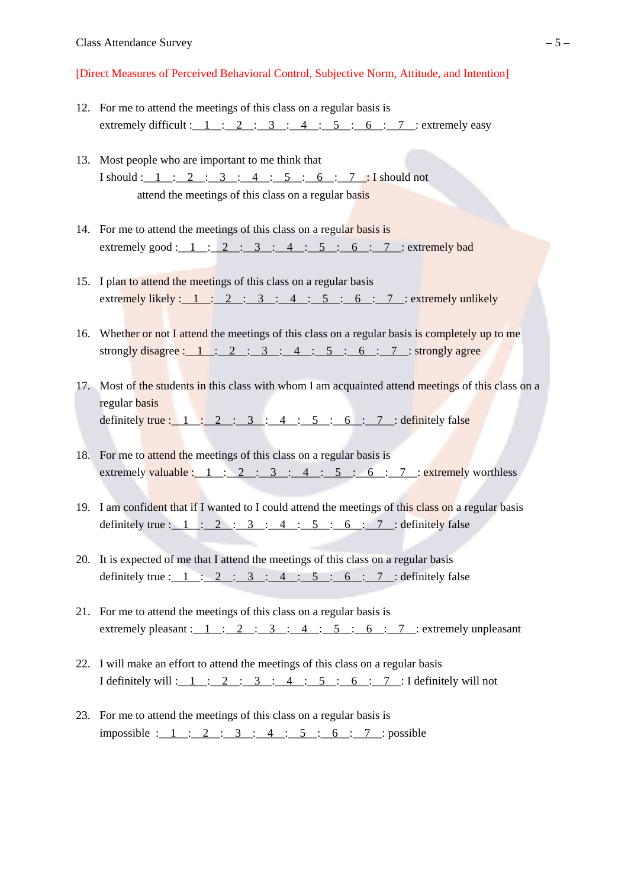[Direct Measures of Perceived Behavioral Control, Subjective Norm, Attitude, and Intention]

12. For me to attend the meetings of this class on a regular basis is
    extremely difficult :__1__:__2__:__3__:__4__:__5__:__6__:__7__: extremely easy

13. Most people who are important to me think that
    I should :__1__:__2__:__3__:__4__:__5__:__6__:__7__: I should not
    attend the meetings of this class on a regular basis

14. For me to attend the meetings of this class on a regular basis is
    extremely good :__1__:__2__:__3__:__4__:__5__:__6__:__7__: extremely bad

15. I plan to attend the meetings of this class on a regular basis
    extremely likely :__1__:__2__:__3__:__4__:__5__:__6__:__7__: extremely unlikely

16. Whether or not I attend the meetings of this class on a regular basis is completely up to me
    strongly disagree :__1__:__2__:__3__:__4__:__5__:__6__:__7__: strongly agree

17. Most of the students in this class with whom I am acquainted attend meetings of this class on a regular basis
    definitely true :__1__:__2__:__3__:__4__:__5__:__6__:__7__: definitely false

18. For me to attend the meetings of this class on a regular basis is
    extremely valuable :__1__:__2__:__3__:__4__:__5__:__6__:__7__: extremely worthless

19. I am confident that if I wanted to I could attend the meetings of this class on a regular basis
    definitely true :__1__:__2__:__3__:__4__:__5__:__6__:__7__: definitely false

20. It is expected of me that I attend the meetings of this class on a regular basis
    definitely true :__1__:__2__:__3__:__4__:__5__:__6__:__7__: definitely false

21. For me to attend the meetings of this class on a regular basis is
    extremely pleasant :__1__:__2__:__3__:__4__:__5__:__6__:__7__: extremely unpleasant

22. I will make an effort to attend the meetings of this class on a regular basis
    I definitely will :__1__:__2__:__3__:__4__:__5__:__6__:__7__: I definitely will not

23. For me to attend the meetings of this class on a regular basis is
    impossible :__1__:__2__:__3__:__4__:__5__:__6__:__7__: possible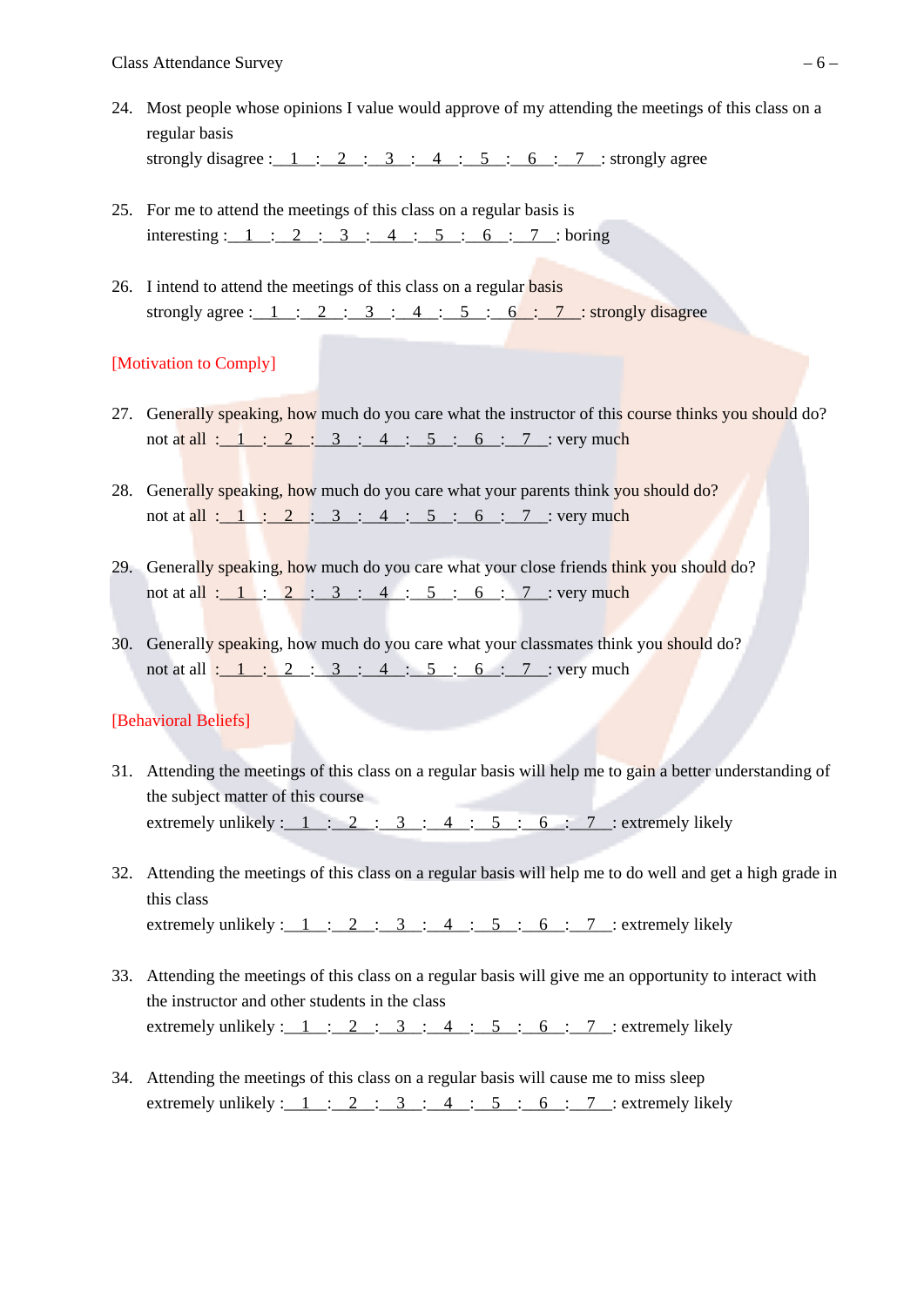24. Most people whose opinions I value would approve of my attending the meetings of this class on a regular basis
    strongly disagree :__1__:__2__:__3__:__4__:__5__:__6__:__7__: strongly agree

25. For me to attend the meetings of this class on a regular basis is
    interesting :__1__:__2__:__3__:__4__:__5__:__6__:__7__: boring

26. I intend to attend the meetings of this class on a regular basis
    strongly agree :__1__:__2__:__3__:__4__:__5__:__6__:__7__: strongly disagree

[Motivation to Comply]

27. Generally speaking, how much do you care what the instructor of this course thinks you should do?
    not at all :__1__:__2__:__3__:__4__:__5__:__6__:__7__: very much

28. Generally speaking, how much do you care what your parents think you should do?
    not at all :__1__:__2__:__3__:__4__:__5__:__6__:__7__: very much

29. Generally speaking, how much do you care what your close friends think you should do?
    not at all :__1__:__2__:__3__:__4__:__5__:__6__:__7__: very much

30. Generally speaking, how much do you care what your classmates think you should do?
    not at all :__1__:__2__:__3__:__4__:__5__:__6__:__7__: very much

[Behavioral Beliefs]

31. Attending the meetings of this class on a regular basis will help me to gain a better understanding of the subject matter of this course
    extremely unlikely :__1__:__2__:__3__:__4__:__5__:__6__:__7__: extremely likely

32. Attending the meetings of this class on a regular basis will help me to do well and get a high grade in this class
    extremely unlikely :__1__:__2__:__3__:__4__:__5__:__6__:__7__: extremely likely

33. Attending the meetings of this class on a regular basis will give me an opportunity to interact with the instructor and other students in the class
    extremely unlikely :__1__:__2__:__3__:__4__:__5__:__6__:__7__: extremely likely

34. Attending the meetings of this class on a regular basis will cause me to miss sleep
    extremely unlikely :__1__:__2__:__3__:__4__:__5__:__6__:__7__: extremely likely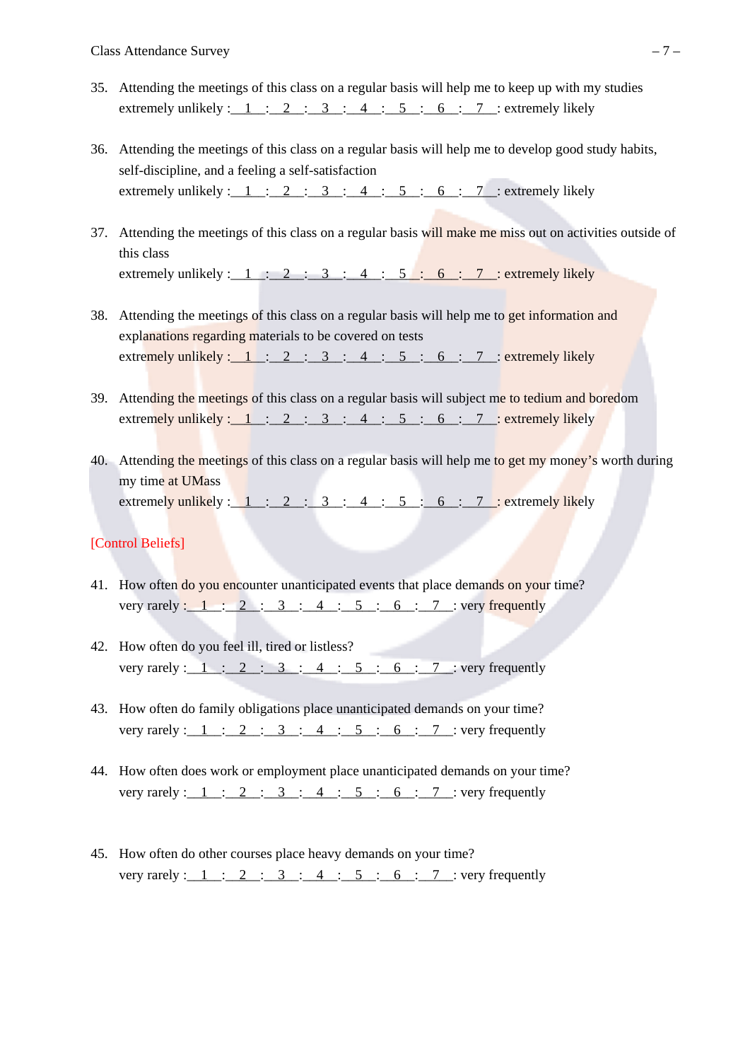35. Attending the meetings of this class on a regular basis will help me to keep up with my studies
    extremely unlikely :__1__:__2__:__3__:__4__:__5__:__6__:__7__: extremely likely

36. Attending the meetings of this class on a regular basis will help me to develop good study habits, self-discipline, and a feeling a self-satisfaction
    extremely unlikely :__1__:__2__:__3__:__4__:__5__:__6__:__7__: extremely likely

37. Attending the meetings of this class on a regular basis will make me miss out on activities outside of this class
    extremely unlikely :__1__:__2__:__3__:__4__:__5__:__6__:__7__: extremely likely

38. Attending the meetings of this class on a regular basis will help me to get information and explanations regarding materials to be covered on tests
    extremely unlikely :__1__:__2__:__3__:__4__:__5__:__6__:__7__: extremely likely

39. Attending the meetings of this class on a regular basis will subject me to tedium and boredom
    extremely unlikely :__1__:__2__:__3__:__4__:__5__:__6__:__7__: extremely likely

40. Attending the meetings of this class on a regular basis will help me to get my money's worth during my time at UMass
    extremely unlikely :__1__:__2__:__3__:__4__:__5__:__6__:__7__: extremely likely

[Control Beliefs]

41. How often do you encounter unanticipated events that place demands on your time?
    very rarely :__1__:__2__:__3__:__4__:__5__:__6__:__7__: very frequently

42. How often do you feel ill, tired or listless?
    very rarely :__1__:__2__:__3__:__4__:__5__:__6__:__7__: very frequently

43. How often do family obligations place unanticipated demands on your time?
    very rarely :__1__:__2__:__3__:__4__:__5__:__6__:__7__: very frequently

44. How often does work or employment place unanticipated demands on your time?
    very rarely :__1__:__2__:__3__:__4__:__5__:__6__:__7__: very frequently

45. How often do other courses place heavy demands on your time?
    very rarely :__1__:__2__:__3__:__4__:__5__:__6__:__7__: very frequently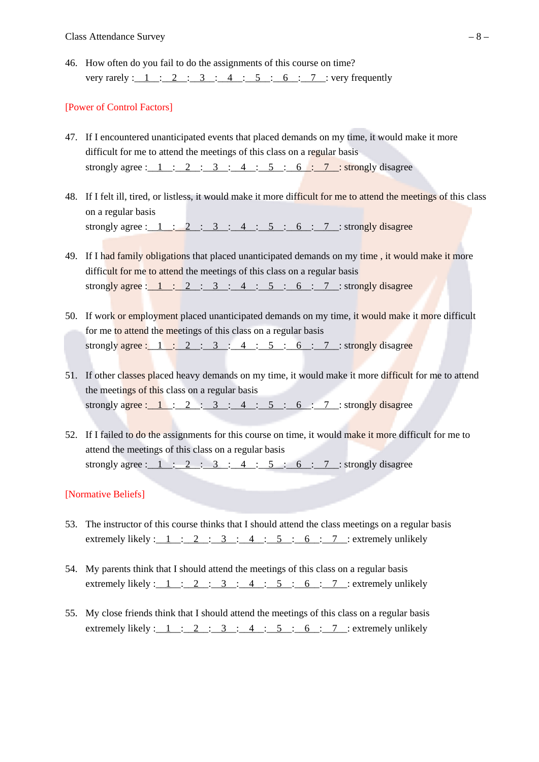46. How often do you fail to do the assignments of this course on time?
 very rarely :__1__:__2__:__3__:__4__:__5__:__6__:__7__: very frequently

[Power of Control Factors]

47. If I encountered unanticipated events that placed demands on my time, it would make it more difficult for me to attend the meetings of this class on a regular basis
 strongly agree :__1__:__2__:__3__:__4__:__5__:__6__:__7__: strongly disagree

48. If I felt ill, tired, or listless, it would make it more difficult for me to attend the meetings of this class on a regular basis
 strongly agree :__1__:__2__:__3__:__4__:__5__:__6__:__7__: strongly disagree

49. If I had family obligations that placed unanticipated demands on my time , it would make it more difficult for me to attend the meetings of this class on a regular basis
 strongly agree :__1__:__2__:__3__:__4__:__5__:__6__:__7__: strongly disagree

50. If work or employment placed unanticipated demands on my time, it would make it more difficult for me to attend the meetings of this class on a regular basis
 strongly agree :__1__:__2__:__3__:__4__:__5__:__6__:__7__: strongly disagree

51. If other classes placed heavy demands on my time, it would make it more difficult for me to attend the meetings of this class on a regular basis
 strongly agree :__1__:__2__:__3__:__4__:__5__:__6__:__7__: strongly disagree

52. If I failed to do the assignments for this course on time, it would make it more difficult for me to attend the meetings of this class on a regular basis
 strongly agree :__1__:__2__:__3__:__4__:__5__:__6__:__7__: strongly disagree

[Normative Beliefs]

53. The instructor of this course thinks that I should attend the class meetings on a regular basis
 extremely likely :__1__:__2__:__3__:__4__:__5__:__6__:__7__: extremely unlikely

54. My parents think that I should attend the meetings of this class on a regular basis
 extremely likely :__1__:__2__:__3__:__4__:__5__:__6__:__7__: extremely unlikely

55. My close friends think that I should attend the meetings of this class on a regular basis
 extremely likely :__1__:__2__:__3__:__4__:__5__:__6__:__7__: extremely unlikely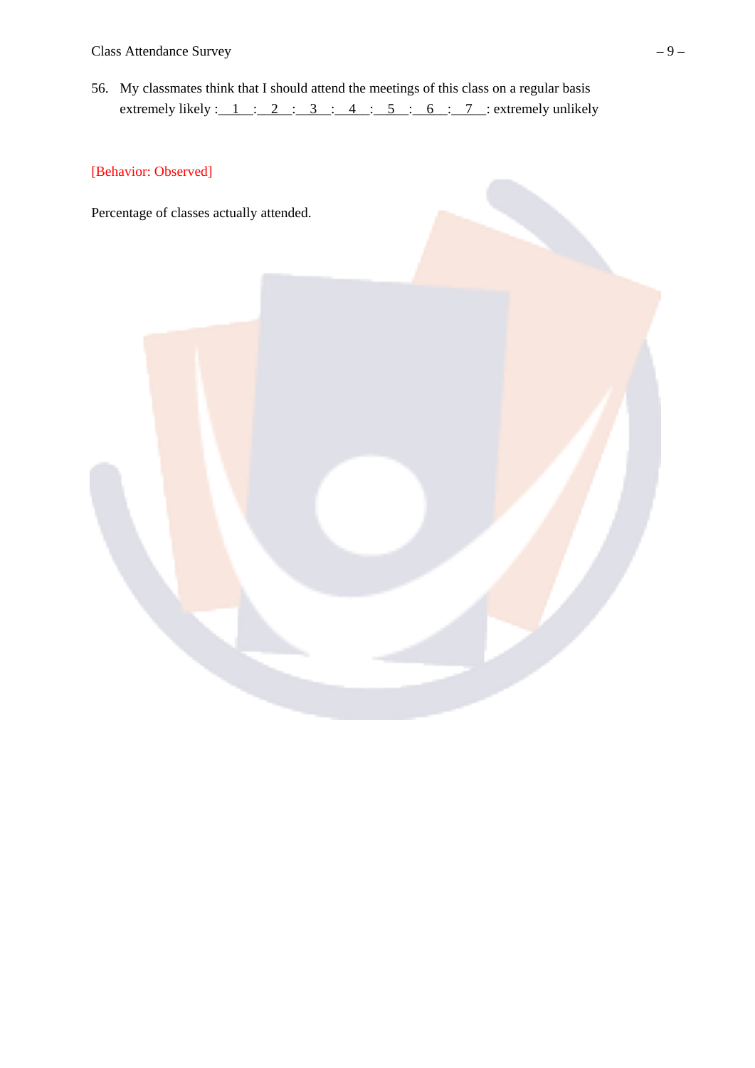56. My classmates think that I should attend the meetings of this class on a regular basis

    extremely likely :\_\_1\_\_:\_\_2\_\_:\_\_3\_\_:\_\_4\_\_:\_\_5\_\_:\_\_6\_\_:\_\_7\_\_: extremely unlikely

[Behavior: Observed]

Percentage of classes actually attended.